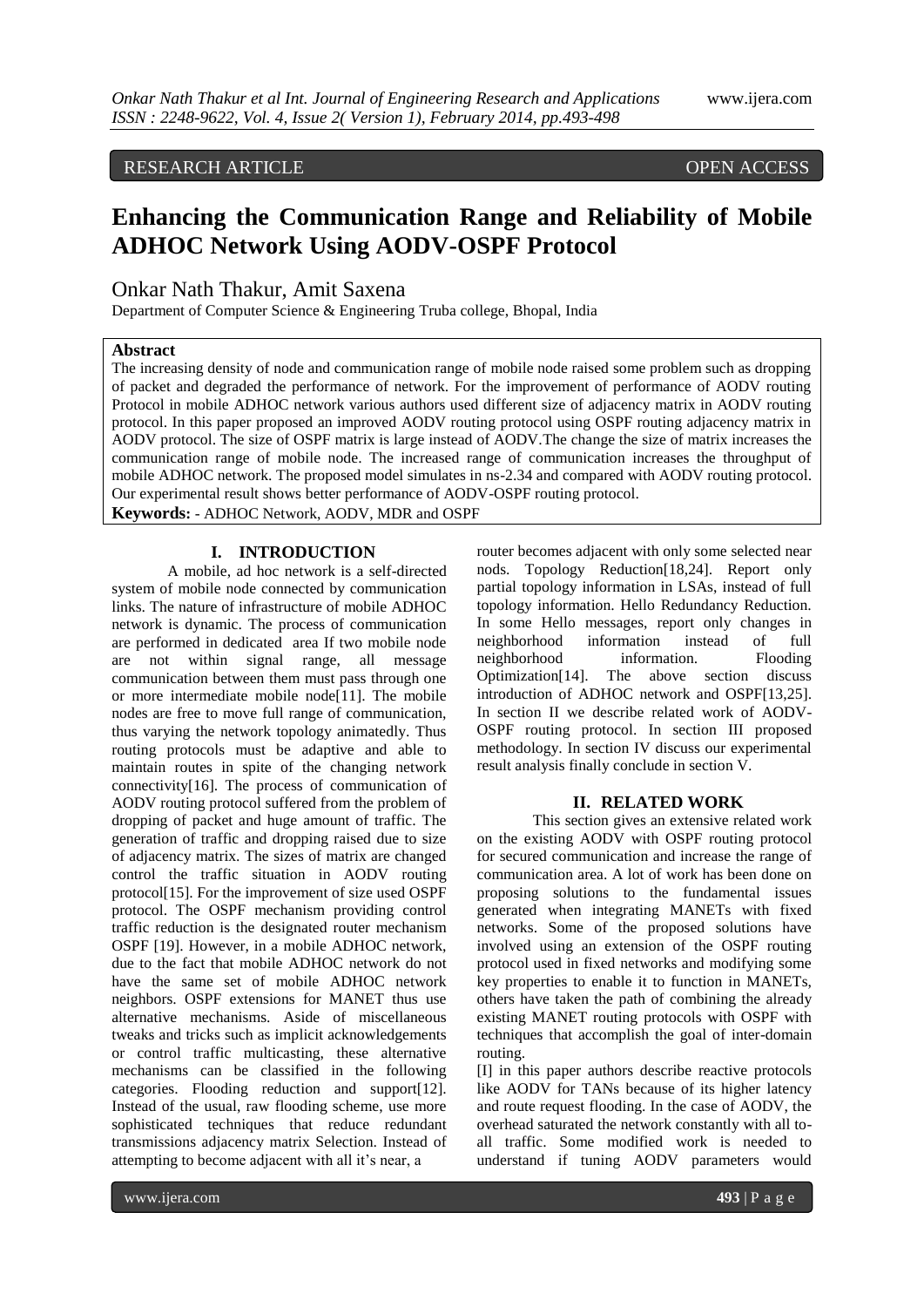RESEARCH ARTICLE OPEN ACCESS

# Enhancing the Communication Range and Reliability of Mobile ADHOC Network Using AODV-OSPF Protocol

Onkar Nath Thakur, Amit Saxena

Department of Computer Science & Engineering Truba college, Bhopal, India

## Abstract

The increasing density of node and communication range of mobile node raised some problem such as dropping of packet and degraded the performance of network. For the improvement of performance of AODV routing Protocol in mobile ADHOC network various authors used different size of adjacency matrix in AODV routing protocol. In this paper proposed an improved AODV routing protocol using OSPF routing adjacency matrix in AODV protocol. The size of OSPF matrix is large instead of AODV.The change the size of matrix increases the communication range of mobile node. The increased range of communication increases the throughput of mobile ADHOC network. The proposed model simulates in ns-2.34 and compared with AODV routing protocol. Our experimental result shows better performance of AODV-OSPF routing protocol.

**Keywords:** - ADHOC Network, AODV, MDR and OSPF

## I. INTRODUCTION

A mobile, ad hoc network is a self-directed system of mobile node connected by communication links. The nature of infrastructure of mobile ADHOC network is dynamic. The process of communication are performed in dedicated area If two mobile node are not within signal range, all message communication between them must pass through one or more intermediate mobile node[11]. The mobile nodes are free to move full range of communication, thus varying the network topology animatedly. Thus routing protocols must be adaptive and able to maintain routes in spite of the changing network connectivity[16]. The process of communication of AODV routing protocol suffered from the problem of dropping of packet and huge amount of traffic. The generation of traffic and dropping raised due to size of adjacency matrix. The sizes of matrix are changed control the traffic situation in AODV routing protocol[15]. For the improvement of size used OSPF protocol. The OSPF mechanism providing control traffic reduction is the designated router mechanism OSPF [19]. However, in a mobile ADHOC network, due to the fact that mobile ADHOC network do not have the same set of mobile ADHOC network neighbors. OSPF extensions for MANET thus use alternative mechanisms. Aside of miscellaneous tweaks and tricks such as implicit acknowledgements or control traffic multicasting, these alternative mechanisms can be classified in the following categories. Flooding reduction and support[12]. Instead of the usual, raw flooding scheme, use more sophisticated techniques that reduce redundant transmissions adjacency matrix Selection. Instead of attempting to become adjacent with all it's near, a router becomes adjacent with only some selected near nods. Topology Reduction[18,24]. Report only partial topology information in LSAs, instead of full topology information. Hello Redundancy Reduction. In some Hello messages, report only changes in neighborhood information instead of full neighborhood information. Flooding Optimization[14]. The above section discuss introduction of ADHOC network and OSPF[13,25]. In section II we describe related work of AODV-OSPF routing protocol. In section III proposed methodology. In section IV discuss our experimental result analysis finally conclude in section V.

## II. RELATED WORK

This section gives an extensive related work on the existing AODV with OSPF routing protocol for secured communication and increase the range of communication area. A lot of work has been done on proposing solutions to the fundamental issues generated when integrating MANETs with fixed networks. Some of the proposed solutions have involved using an extension of the OSPF routing protocol used in fixed networks and modifying some key properties to enable it to function in MANETs, others have taken the path of combining the already existing MANET routing protocols with OSPF with techniques that accomplish the goal of inter-domain routing.

[I] in this paper authors describe reactive protocols like AODV for TANs because of its higher latency and route request flooding. In the case of AODV, the overhead saturated the network constantly with all to-all traffic. Some modified work is needed to understand if tuning AODV parameters would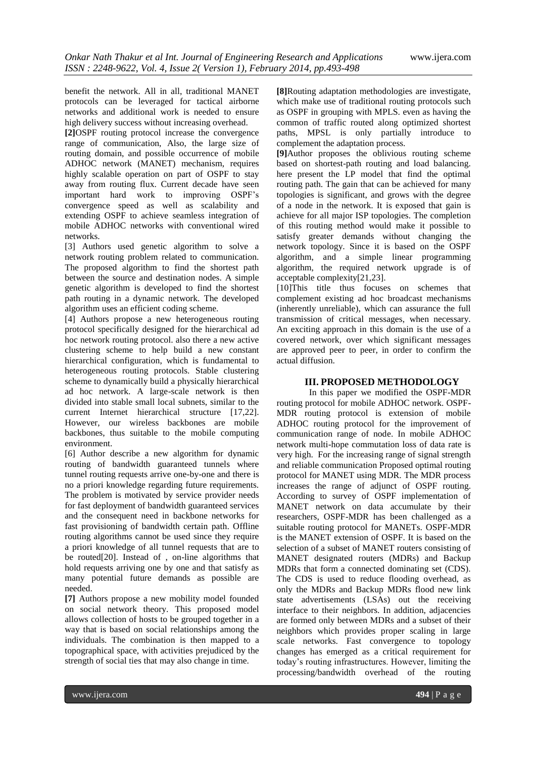benefit the network. All in all, traditional MANET protocols can be leveraged for tactical airborne networks and additional work is needed to ensure high delivery success without increasing overhead.

**[2]**OSPF routing protocol increase the convergence range of communication, Also, the large size of routing domain, and possible occurrence of mobile ADHOC network (MANET) mechanism, requires highly scalable operation on part of OSPF to stay away from routing flux. Current decade have seen important hard work to improving OSPF's convergence speed as well as scalability and extending OSPF to achieve seamless integration of mobile ADHOC networks with conventional wired networks.

[3] Authors used genetic algorithm to solve a network routing problem related to communication. The proposed algorithm to find the shortest path between the source and destination nodes. A simple genetic algorithm is developed to find the shortest path routing in a dynamic network. The developed algorithm uses an efficient coding scheme.

[4] Authors propose a new heterogeneous routing protocol specifically designed for the hierarchical ad hoc network routing protocol. also there a new active clustering scheme to help build a new constant hierarchical configuration, which is fundamental to heterogeneous routing protocols. Stable clustering scheme to dynamically build a physically hierarchical ad hoc network. A large-scale network is then divided into stable small local subnets, similar to the current Internet hierarchical structure [17,22]. However, our wireless backbones are mobile backbones, thus suitable to the mobile computing environment.

[6] Author describe a new algorithm for dynamic routing of bandwidth guaranteed tunnels where tunnel routing requests arrive one-by-one and there is no a priori knowledge regarding future requirements. The problem is motivated by service provider needs for fast deployment of bandwidth guaranteed services and the consequent need in backbone networks for fast provisioning of bandwidth certain path. Offline routing algorithms cannot be used since they require a priori knowledge of all tunnel requests that are to be routed[20]. Instead of , on-line algorithms that hold requests arriving one by one and that satisfy as many potential future demands as possible are needed.

**[7]** Authors propose a new mobility model founded on social network theory. This proposed model allows collection of hosts to be grouped together in a way that is based on social relationships among the individuals. The combination is then mapped to a topographical space, with activities prejudiced by the strength of social ties that may also change in time.

**[8]**Routing adaptation methodologies are investigate, which make use of traditional routing protocols such as OSPF in grouping with MPLS. even as having the common of traffic routed along optimized shortest paths, MPSL is only partially introduce to complement the adaptation process.

**[9]**Author proposes the oblivious routing scheme based on shortest-path routing and load balancing. here present the LP model that find the optimal routing path. The gain that can be achieved for many topologies is significant, and grows with the degree of a node in the network. It is exposed that gain is achieve for all major ISP topologies. The completion of this routing method would make it possible to satisfy greater demands without changing the network topology. Since it is based on the OSPF algorithm, and a simple linear programming algorithm, the required network upgrade is of acceptable complexity[21,23].

[10]This title thus focuses on schemes that complement existing ad hoc broadcast mechanisms (inherently unreliable), which can assurance the full transmission of critical messages, when necessary. An exciting approach in this domain is the use of a covered network, over which significant messages are approved peer to peer, in order to confirm the actual diffusion.

## III. PROPOSED METHODOLOGY

In this paper we modified the OSPF-MDR routing protocol for mobile ADHOC network. OSPF-MDR routing protocol is extension of mobile ADHOC routing protocol for the improvement of communication range of node. In mobile ADHOC network multi-hope commutation loss of data rate is very high. For the increasing range of signal strength and reliable communication Proposed optimal routing protocol for MANET using MDR. The MDR process increases the range of adjunct of OSPF routing. According to survey of OSPF implementation of MANET network on data accumulate by their researchers, OSPF-MDR has been challenged as a suitable routing protocol for MANETs. OSPF-MDR is the MANET extension of OSPF. It is based on the selection of a subset of MANET routers consisting of MANET designated routers (MDRs) and Backup MDRs that form a connected dominating set (CDS). The CDS is used to reduce flooding overhead, as only the MDRs and Backup MDRs flood new link state advertisements (LSAs) out the receiving interface to their neighbors. In addition, adjacencies are formed only between MDRs and a subset of their neighbors which provides proper scaling in large scale networks. Fast convergence to topology changes has emerged as a critical requirement for today's routing infrastructures. However, limiting the processing/bandwidth overhead of the routing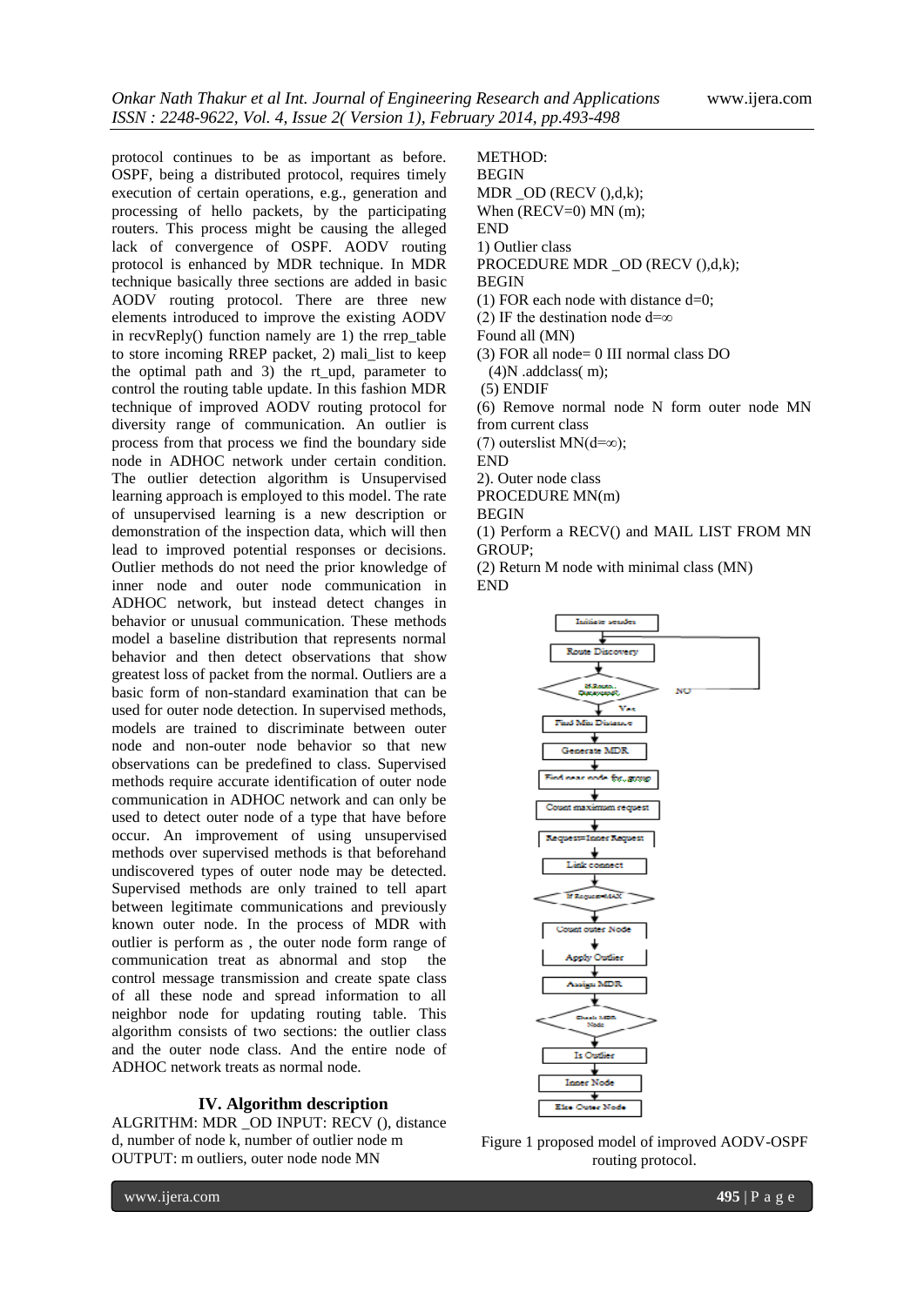protocol continues to be as important as before. OSPF, being a distributed protocol, requires timely execution of certain operations, e.g., generation and processing of hello packets, by the participating routers. This process might be causing the alleged lack of convergence of OSPF. AODV routing protocol is enhanced by MDR technique. In MDR technique basically three sections are added in basic AODV routing protocol. There are three new elements introduced to improve the existing AODV in recvReply() function namely are 1) the rrep_table to store incoming RREP packet, 2) mali_list to keep the optimal path and 3) the rt_upd, parameter to control the routing table update. In this fashion MDR technique of improved AODV routing protocol for diversity range of communication. An outlier is process from that process we find the boundary side node in ADHOC network under certain condition. The outlier detection algorithm is Unsupervised learning approach is employed to this model. The rate of unsupervised learning is a new description or demonstration of the inspection data, which will then lead to improved potential responses or decisions. Outlier methods do not need the prior knowledge of inner node and outer node communication in ADHOC network, but instead detect changes in behavior or unusual communication. These methods model a baseline distribution that represents normal behavior and then detect observations that show greatest loss of packet from the normal. Outliers are a basic form of non-standard examination that can be used for outer node detection. In supervised methods, models are trained to discriminate between outer node and non-outer node behavior so that new observations can be predefined to class. Supervised methods require accurate identification of outer node communication in ADHOC network and can only be used to detect outer node of a type that have before occur. An improvement of using unsupervised methods over supervised methods is that beforehand undiscovered types of outer node may be detected. Supervised methods are only trained to tell apart between legitimate communications and previously known outer node. In the process of MDR with outlier is perform as , the outer node form range of communication treat as abnormal and stop the control message transmission and create spate class of all these node and spread information to all neighbor node for updating routing table. This algorithm consists of two sections: the outlier class and the outer node class. And the entire node of ADHOC network treats as normal node.

## IV. Algorithm description

ALGRITHM: MDR _OD INPUT: RECV (), distance d, number of node k, number of outlier node m
OUTPUT: m outliers, outer node node MN

METHOD:
BEGIN
MDR _OD (RECV (),d,k);
When (RECV=0) MN (m);
END

1) Outlier class
PROCEDURE MDR _OD (RECV (),d,k);
BEGIN
(1) FOR each node with distance d=0;
(2) IF the destination node d=∞
Found all (MN)
(3) FOR all node= 0 III normal class DO
(4)N .addclass( m);
(5) ENDIF
(6) Remove normal node N form outer node MN from current class
(7) outerslist MN(d=∞);
END

2). Outer node class
PROCEDURE MN(m)
BEGIN
(1) Perform a RECV() and MAIL LIST FROM MN GROUP;
(2) Return M node with minimal class (MN)
END

Figure 1 proposed model of improved AODV-OSPF routing protocol.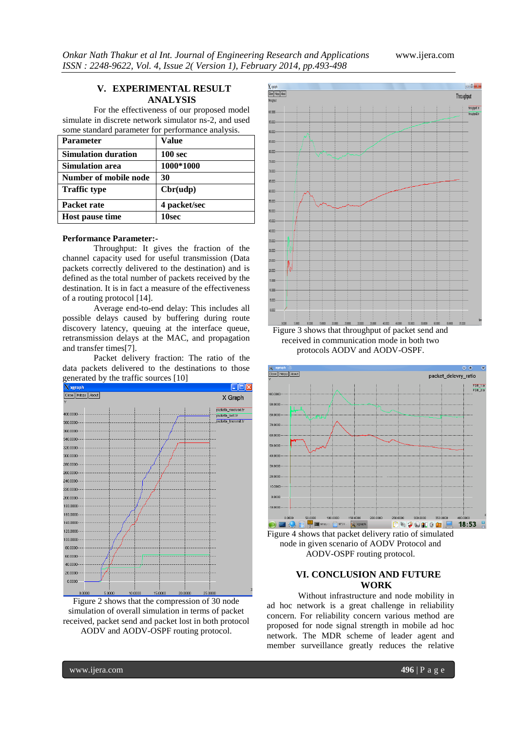## V. EXPERIMENTAL RESULT ANALYSIS

For the effectiveness of our proposed model simulate in discrete network simulator ns-2, and used some standard parameter for performance analysis.

| Parameter | Value |
| --- | --- |
| Simulation duration | 100 sec |
| Simulation area | 1000*1000 |
| Number of mobile node | 30 |
| Traffic type | Cbr(udp) |
| Packet rate | 4 packet/sec |
| Host pause time | 10sec |

**Performance Parameter:-**

Throughput: It gives the fraction of the channel capacity used for useful transmission (Data packets correctly delivered to the destination) and is defined as the total number of packets received by the destination. It is in fact a measure of the effectiveness of a routing protocol [14].

Average end-to-end delay: This includes all possible delays caused by buffering during route discovery latency, queuing at the interface queue, retransmission delays at the MAC, and propagation and transfer times[7].

Packet delivery fraction: The ratio of the data packets delivered to the destinations to those generated by the traffic sources [10]

Figure 2 shows that the compression of 30 node simulation of overall simulation in terms of packet received, packet send and packet lost in both protocol AODV and AODV-OSPF routing protocol.

Figure 3 shows that throughput of packet send and received in communication mode in both two protocols AODV and AODV-OSPF.

Figure 4 shows that packet delivery ratio of simulated node in given scenario of AODV Protocol and AODV-OSPF routing protocol.

## VI. CONCLUSION AND FUTURE WORK

Without infrastructure and node mobility in ad hoc network is a great challenge in reliability concern. For reliability concern various method are proposed for node signal strength in mobile ad hoc network. The MDR scheme of leader agent and member surveillance greatly reduces the relative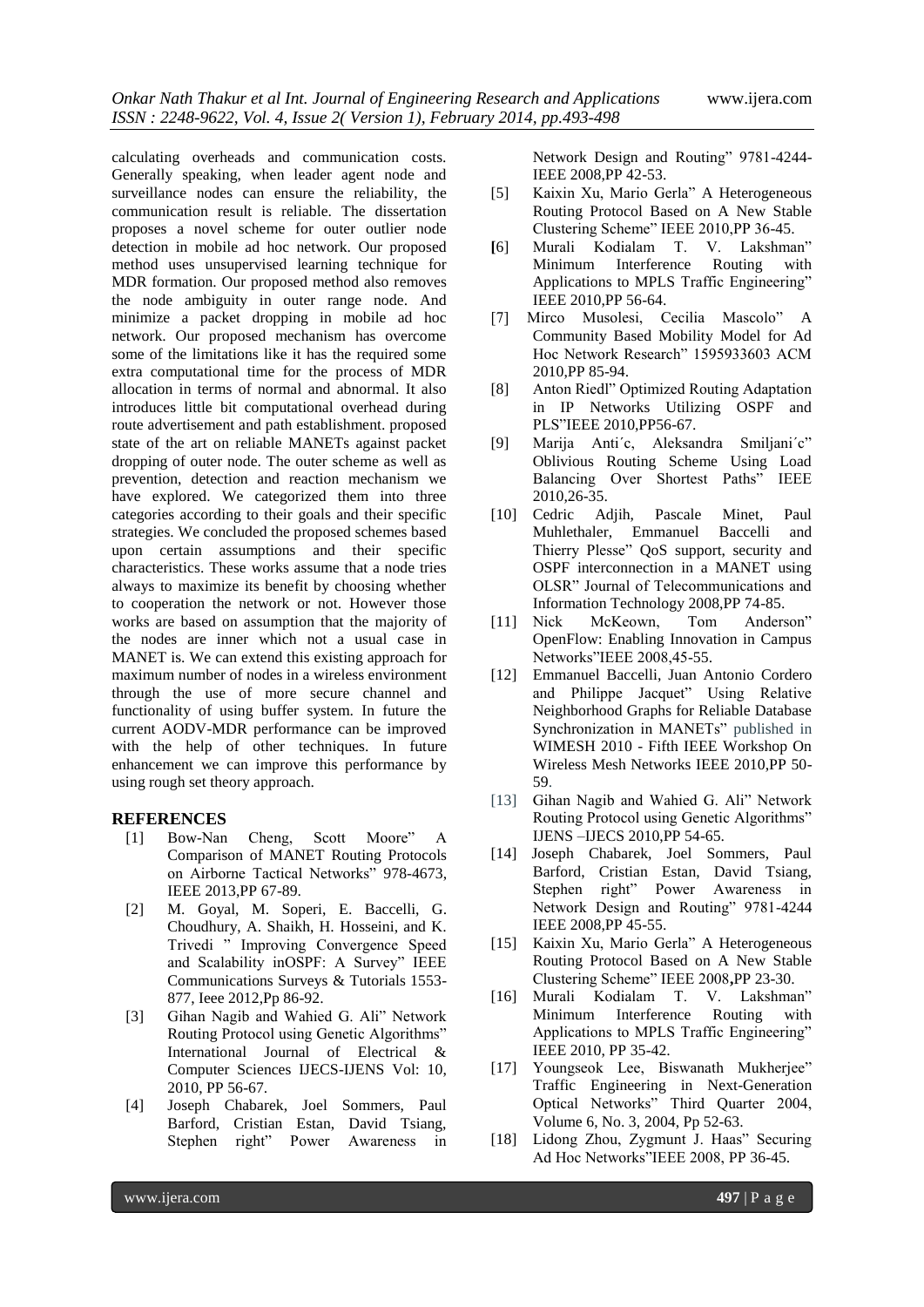calculating overheads and communication costs. Generally speaking, when leader agent node and surveillance nodes can ensure the reliability, the communication result is reliable. The dissertation proposes a novel scheme for outer outlier node detection in mobile ad hoc network. Our proposed method uses unsupervised learning technique for MDR formation. Our proposed method also removes the node ambiguity in outer range node. And minimize a packet dropping in mobile ad hoc network. Our proposed mechanism has overcome some of the limitations like it has the required some extra computational time for the process of MDR allocation in terms of normal and abnormal. It also introduces little bit computational overhead during route advertisement and path establishment. proposed state of the art on reliable MANETs against packet dropping of outer node. The outer scheme as well as prevention, detection and reaction mechanism we have explored. We categorized them into three categories according to their goals and their specific strategies. We concluded the proposed schemes based upon certain assumptions and their specific characteristics. These works assume that a node tries always to maximize its benefit by choosing whether to cooperation the network or not. However those works are based on assumption that the majority of the nodes are inner which not a usual case in MANET is. We can extend this existing approach for maximum number of nodes in a wireless environment through the use of more secure channel and functionality of using buffer system. In future the current AODV-MDR performance can be improved with the help of other techniques. In future enhancement we can improve this performance by using rough set theory approach.

## REFERENCES

[1] Bow-Nan Cheng, Scott Moore" A Comparison of MANET Routing Protocols on Airborne Tactical Networks" 978-4673, IEEE 2013,PP 67-89.

[2] M. Goyal, M. Soperi, E. Baccelli, G. Choudhury, A. Shaikh, H. Hosseini, and K. Trivedi " Improving Convergence Speed and Scalability inOSPF: A Survey" IEEE Communications Surveys & Tutorials 1553-877, Ieee 2012,Pp 86-92.

[3] Gihan Nagib and Wahied G. Ali" Network Routing Protocol using Genetic Algorithms" International Journal of Electrical & Computer Sciences IJECS-IJENS Vol: 10, 2010, PP 56-67.

[4] Joseph Chabarek, Joel Sommers, Paul Barford, Cristian Estan, David Tsiang, Stephen right" Power Awareness in Network Design and Routing" 9781-4244-IEEE 2008,PP 42-53.

[5] Kaixin Xu, Mario Gerla" A Heterogeneous Routing Protocol Based on A New Stable Clustering Scheme" IEEE 2010,PP 36-45.

[6] Murali Kodialam T. V. Lakshman" Minimum Interference Routing with Applications to MPLS Traffic Engineering" IEEE 2010,PP 56-64.

[7] Mirco Musolesi, Cecilia Mascolo" A Community Based Mobility Model for Ad Hoc Network Research" 1595933603 ACM 2010,PP 85-94.

[8] Anton Riedl" Optimized Routing Adaptation in IP Networks Utilizing OSPF and PLS"IEEE 2010,PP56-67.

[9] Marija Anti´c, Aleksandra Smiljani´c" Oblivious Routing Scheme Using Load Balancing Over Shortest Paths" IEEE 2010,26-35.

[10] Cedric Adjih, Pascale Minet, Paul Muhlethaler, Emmanuel Baccelli and Thierry Plesse" QoS support, security and OSPF interconnection in a MANET using OLSR" Journal of Telecommunications and Information Technology 2008,PP 74-85.

[11] Nick McKeown, Tom Anderson" OpenFlow: Enabling Innovation in Campus Networks"IEEE 2008,45-55.

[12] Emmanuel Baccelli, Juan Antonio Cordero and Philippe Jacquet" Using Relative Neighborhood Graphs for Reliable Database Synchronization in MANETs" published in WIMESH 2010 - Fifth IEEE Workshop On Wireless Mesh Networks IEEE 2010,PP 50-59.

[13] Gihan Nagib and Wahied G. Ali" Network Routing Protocol using Genetic Algorithms" IJENS –IJECS 2010,PP 54-65.

[14] Joseph Chabarek, Joel Sommers, Paul Barford, Cristian Estan, David Tsiang, Stephen right" Power Awareness in Network Design and Routing" 9781-4244 IEEE 2008,PP 45-55.

[15] Kaixin Xu, Mario Gerla" A Heterogeneous Routing Protocol Based on A New Stable Clustering Scheme" IEEE 2008,PP 23-30.

[16] Murali Kodialam T. V. Lakshman" Minimum Interference Routing with Applications to MPLS Traffic Engineering" IEEE 2010, PP 35-42.

[17] Youngseok Lee, Biswanath Mukherjee" Traffic Engineering in Next-Generation Optical Networks" Third Quarter 2004, Volume 6, No. 3, 2004, Pp 52-63.

[18] Lidong Zhou, Zygmunt J. Haas" Securing Ad Hoc Networks"IEEE 2008, PP 36-45.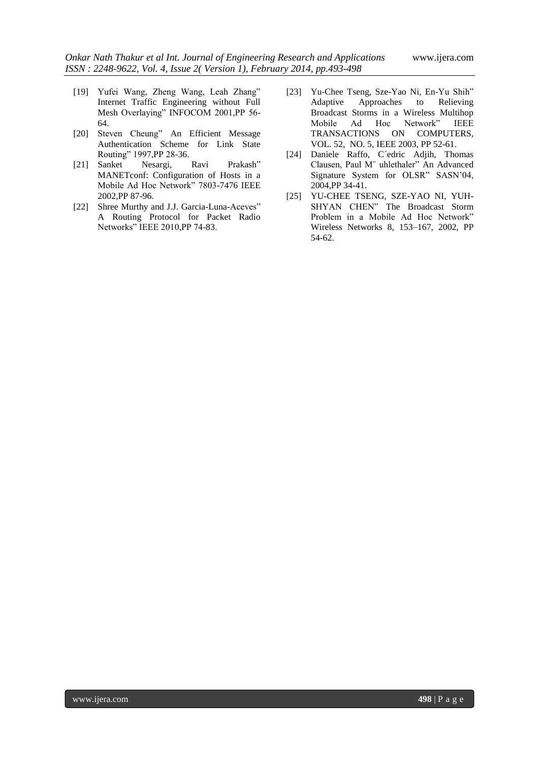[19] Yufei Wang, Zheng Wang, Leah Zhang" Internet Traffic Engineering without Full Mesh Overlaying" INFOCOM 2001,PP 56-64.

[20] Steven Cheung" An Efficient Message Authentication Scheme for Link State Routing" 1997,PP 28-36.

[21] Sanket Nesargi, Ravi Prakash" MANETconf: Configuration of Hosts in a Mobile Ad Hoc Network" 7803-7476 IEEE 2002,PP 87-96.

[22] Shree Murthy and J.J. Garcia-Luna-Aceves" A Routing Protocol for Packet Radio Networks" IEEE 2010,PP 74-83.

[23] Yu-Chee Tseng, Sze-Yao Ni, En-Yu Shih" Adaptive Approaches to Relieving Broadcast Storms in a Wireless Multihop Mobile Ad Hoc Network" IEEE TRANSACTIONS ON COMPUTERS, VOL. 52, NO. 5, IEEE 2003, PP 52-61.

[24] Daniele Raffo, C´edric Adjih, Thomas Clausen, Paul M¨ uhlethaler" An Advanced Signature System for OLSR" SASN'04, 2004,PP 34-41.

[25] YU-CHEE TSENG, SZE-YAO NI, YUH-SHYAN CHEN" The Broadcast Storm Problem in a Mobile Ad Hoc Network" Wireless Networks 8, 153–167, 2002, PP 54-62.